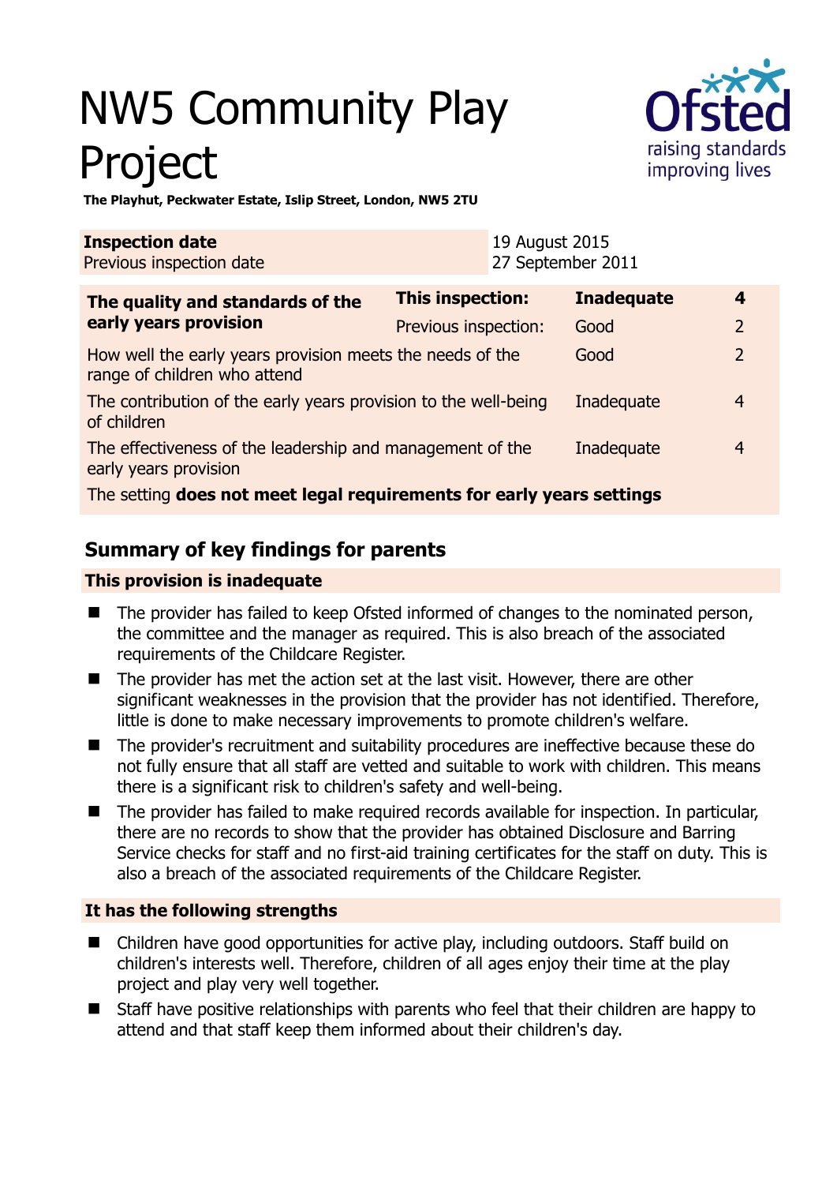# NW5 Community Play Project

**The Playhut, Peckwater Estate, Islip Street, London, NW5 2TU**

| **Inspection date** | 19 August 2015 |
|---|---|
| Previous inspection date | 27 September 2011 |

| | | | |
|---|---|---|---|
| **The quality and standards of the early years provision** | **This inspection:** | **Inadequate** | **4** |
| | Previous inspection: | Good | 2 |
| How well the early years provision meets the needs of the range of children who attend | | Good | 2 |
| The contribution of the early years provision to the well-being of children | | Inadequate | 4 |
| The effectiveness of the leadership and management of the early years provision | | Inadequate | 4 |
| The setting **does not meet legal requirements for early years settings** | | | |

## Summary of key findings for parents

### This provision is inadequate

- The provider has failed to keep Ofsted informed of changes to the nominated person, the committee and the manager as required. This is also breach of the associated requirements of the Childcare Register.
- The provider has met the action set at the last visit. However, there are other significant weaknesses in the provision that the provider has not identified. Therefore, little is done to make necessary improvements to promote children's welfare.
- The provider's recruitment and suitability procedures are ineffective because these do not fully ensure that all staff are vetted and suitable to work with children. This means there is a significant risk to children's safety and well-being.
- The provider has failed to make required records available for inspection. In particular, there are no records to show that the provider has obtained Disclosure and Barring Service checks for staff and no first-aid training certificates for the staff on duty. This is also a breach of the associated requirements of the Childcare Register.

### It has the following strengths

- Children have good opportunities for active play, including outdoors. Staff build on children's interests well. Therefore, children of all ages enjoy their time at the play project and play very well together.
- Staff have positive relationships with parents who feel that their children are happy to attend and that staff keep them informed about their children's day.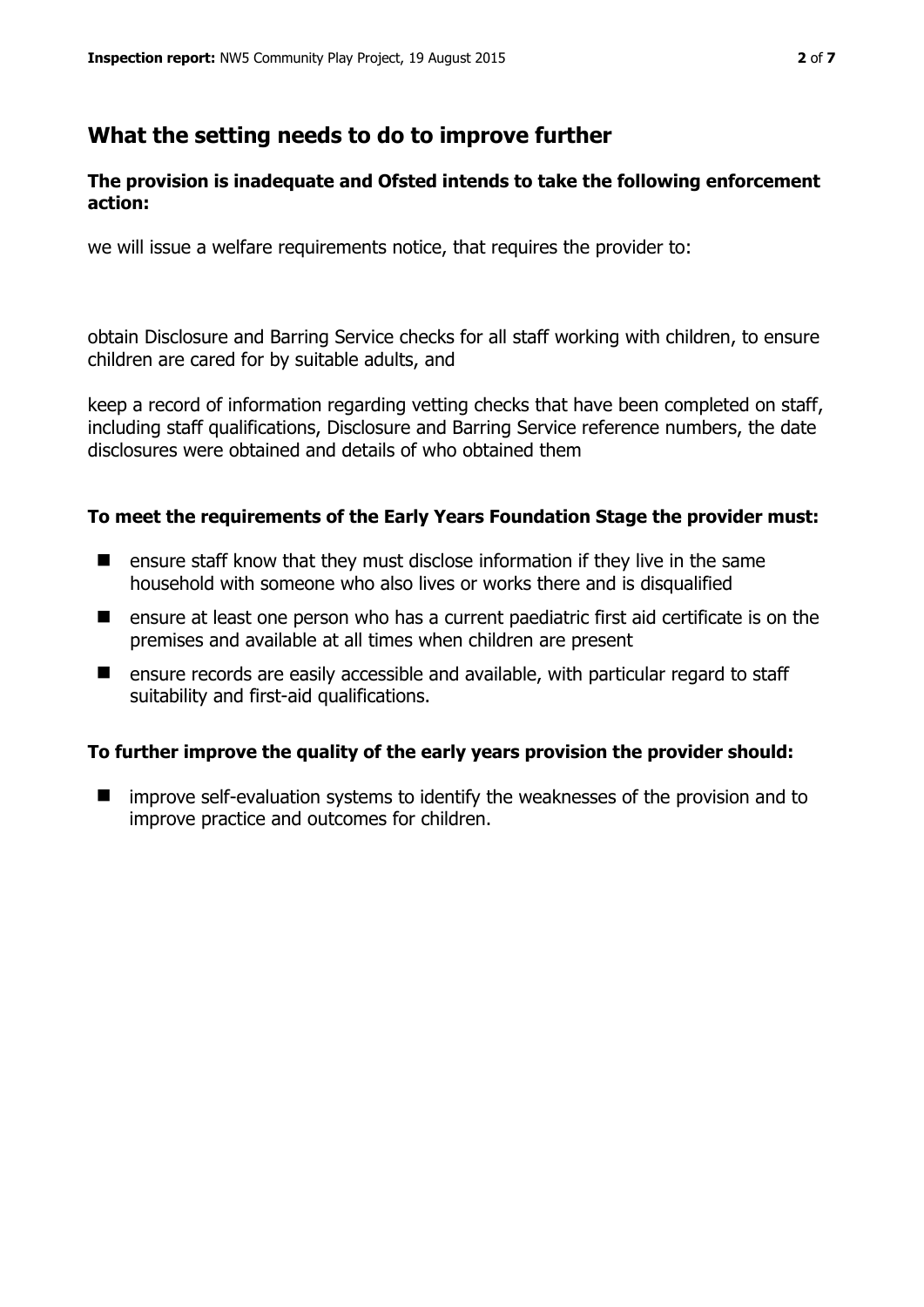## What the setting needs to do to improve further

**The provision is inadequate and Ofsted intends to take the following enforcement action:**

we will issue a welfare requirements notice, that requires the provider to:

obtain Disclosure and Barring Service checks for all staff working with children, to ensure children are cared for by suitable adults, and

keep a record of information regarding vetting checks that have been completed on staff, including staff qualifications, Disclosure and Barring Service reference numbers, the date disclosures were obtained and details of who obtained them

**To meet the requirements of the Early Years Foundation Stage the provider must:**

- ensure staff know that they must disclose information if they live in the same household with someone who also lives or works there and is disqualified
- ensure at least one person who has a current paediatric first aid certificate is on the premises and available at all times when children are present
- ensure records are easily accessible and available, with particular regard to staff suitability and first-aid qualifications.

**To further improve the quality of the early years provision the provider should:**

- improve self-evaluation systems to identify the weaknesses of the provision and to improve practice and outcomes for children.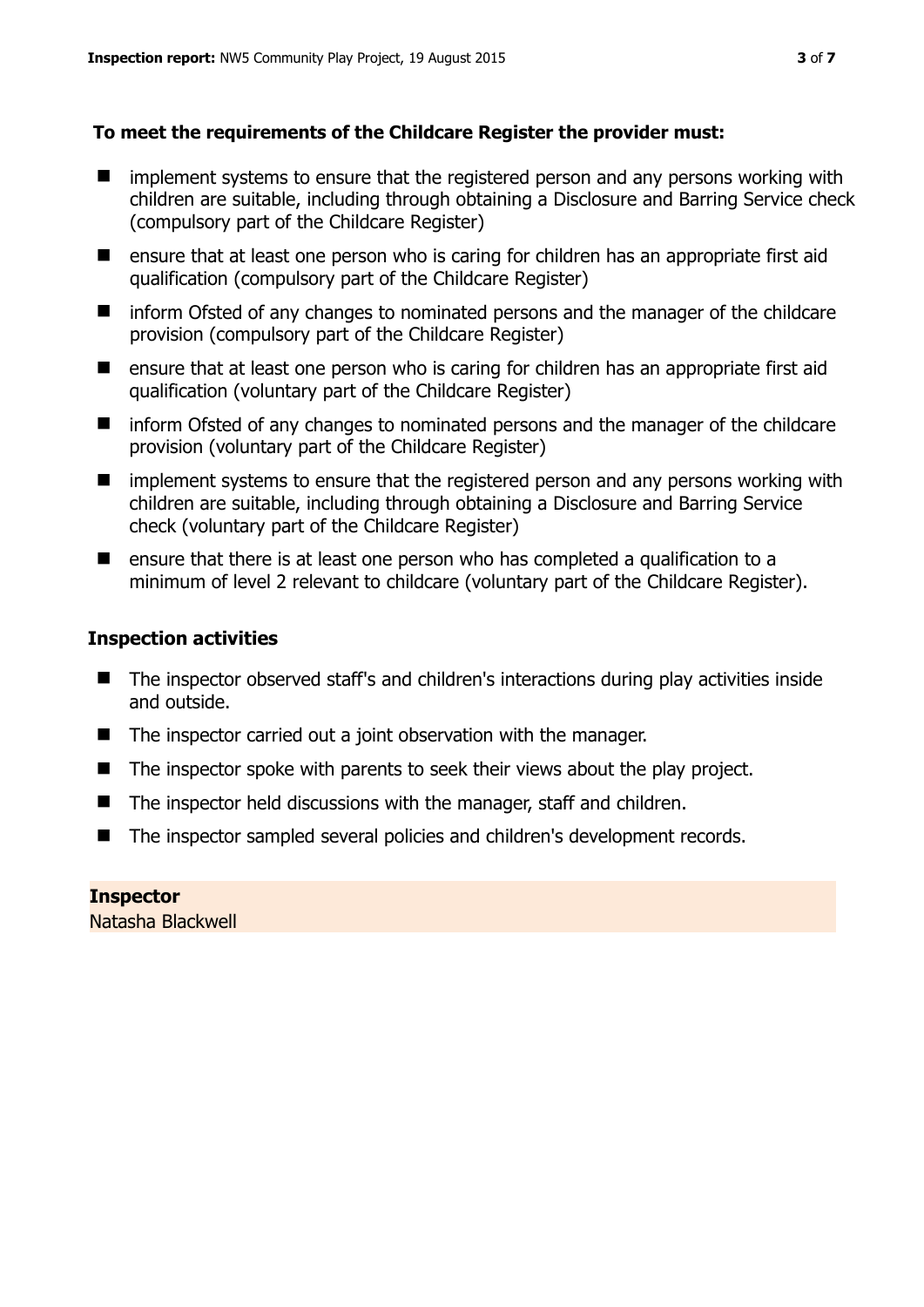**To meet the requirements of the Childcare Register the provider must:**

- implement systems to ensure that the registered person and any persons working with children are suitable, including through obtaining a Disclosure and Barring Service check (compulsory part of the Childcare Register)
- ensure that at least one person who is caring for children has an appropriate first aid qualification (compulsory part of the Childcare Register)
- inform Ofsted of any changes to nominated persons and the manager of the childcare provision (compulsory part of the Childcare Register)
- ensure that at least one person who is caring for children has an appropriate first aid qualification (voluntary part of the Childcare Register)
- inform Ofsted of any changes to nominated persons and the manager of the childcare provision (voluntary part of the Childcare Register)
- implement systems to ensure that the registered person and any persons working with children are suitable, including through obtaining a Disclosure and Barring Service check (voluntary part of the Childcare Register)
- ensure that there is at least one person who has completed a qualification to a minimum of level 2 relevant to childcare (voluntary part of the Childcare Register).

## Inspection activities

- The inspector observed staff's and children's interactions during play activities inside and outside.
- The inspector carried out a joint observation with the manager.
- The inspector spoke with parents to seek their views about the play project.
- The inspector held discussions with the manager, staff and children.
- The inspector sampled several policies and children's development records.

**Inspector**
Natasha Blackwell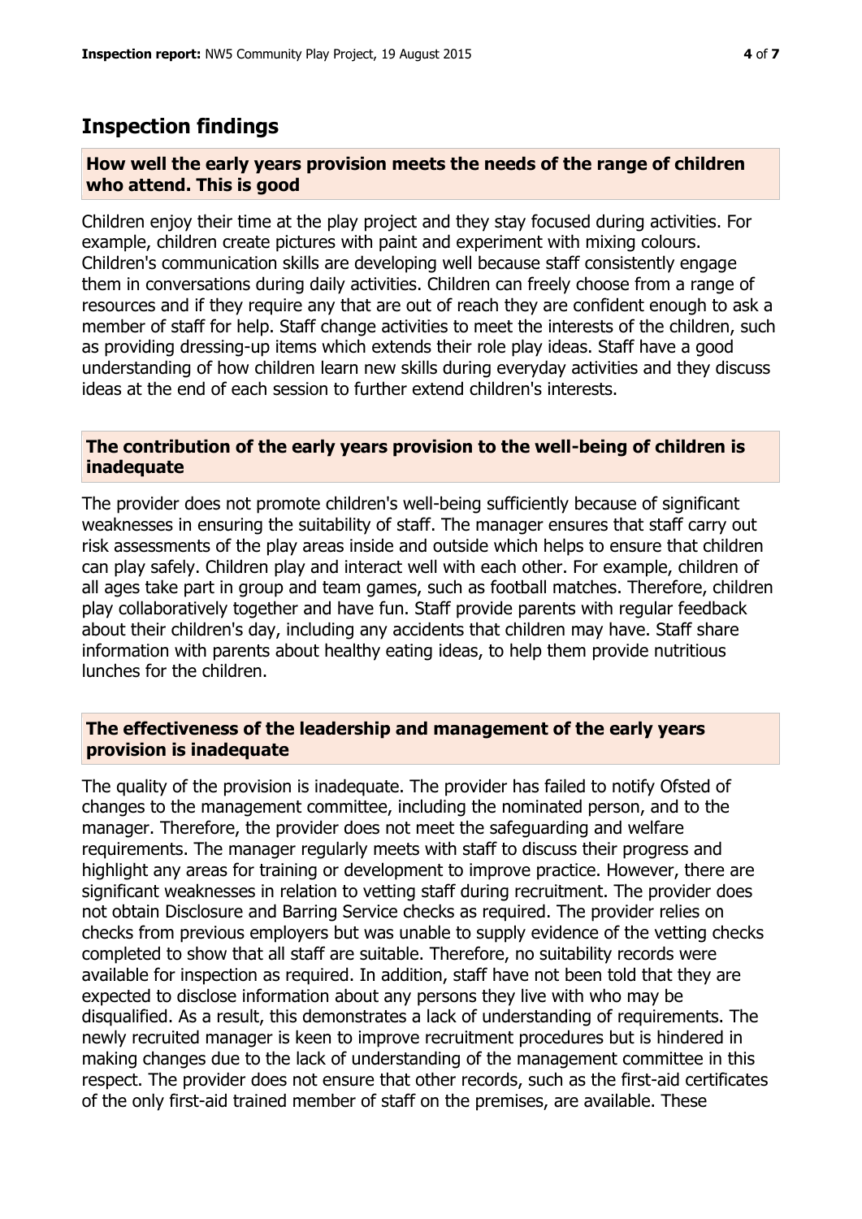## Inspection findings

### How well the early years provision meets the needs of the range of children who attend. This is good

Children enjoy their time at the play project and they stay focused during activities. For example, children create pictures with paint and experiment with mixing colours. Children's communication skills are developing well because staff consistently engage them in conversations during daily activities. Children can freely choose from a range of resources and if they require any that are out of reach they are confident enough to ask a member of staff for help. Staff change activities to meet the interests of the children, such as providing dressing-up items which extends their role play ideas. Staff have a good understanding of how children learn new skills during everyday activities and they discuss ideas at the end of each session to further extend children's interests.

### The contribution of the early years provision to the well-being of children is inadequate

The provider does not promote children's well-being sufficiently because of significant weaknesses in ensuring the suitability of staff. The manager ensures that staff carry out risk assessments of the play areas inside and outside which helps to ensure that children can play safely. Children play and interact well with each other. For example, children of all ages take part in group and team games, such as football matches. Therefore, children play collaboratively together and have fun. Staff provide parents with regular feedback about their children's day, including any accidents that children may have. Staff share information with parents about healthy eating ideas, to help them provide nutritious lunches for the children.

### The effectiveness of the leadership and management of the early years provision is inadequate

The quality of the provision is inadequate. The provider has failed to notify Ofsted of changes to the management committee, including the nominated person, and to the manager. Therefore, the provider does not meet the safeguarding and welfare requirements. The manager regularly meets with staff to discuss their progress and highlight any areas for training or development to improve practice. However, there are significant weaknesses in relation to vetting staff during recruitment. The provider does not obtain Disclosure and Barring Service checks as required. The provider relies on checks from previous employers but was unable to supply evidence of the vetting checks completed to show that all staff are suitable. Therefore, no suitability records were available for inspection as required. In addition, staff have not been told that they are expected to disclose information about any persons they live with who may be disqualified. As a result, this demonstrates a lack of understanding of requirements. The newly recruited manager is keen to improve recruitment procedures but is hindered in making changes due to the lack of understanding of the management committee in this respect. The provider does not ensure that other records, such as the first-aid certificates of the only first-aid trained member of staff on the premises, are available. These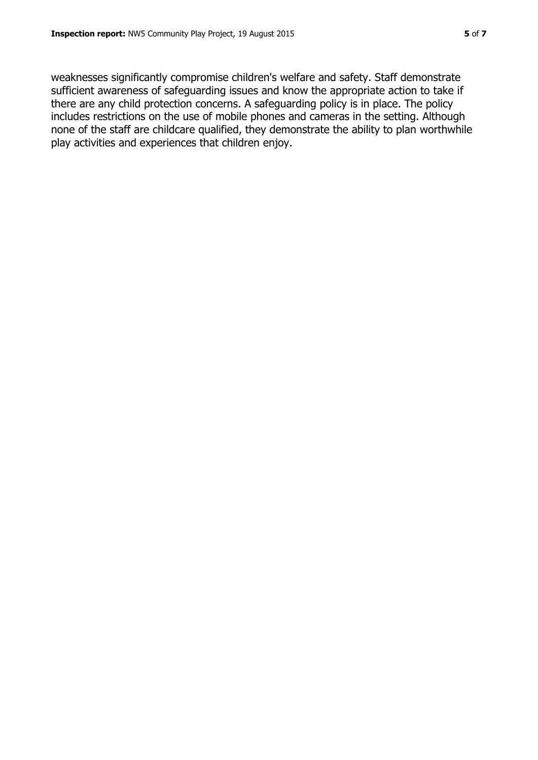weaknesses significantly compromise children's welfare and safety. Staff demonstrate sufficient awareness of safeguarding issues and know the appropriate action to take if there are any child protection concerns. A safeguarding policy is in place. The policy includes restrictions on the use of mobile phones and cameras in the setting. Although none of the staff are childcare qualified, they demonstrate the ability to plan worthwhile play activities and experiences that children enjoy.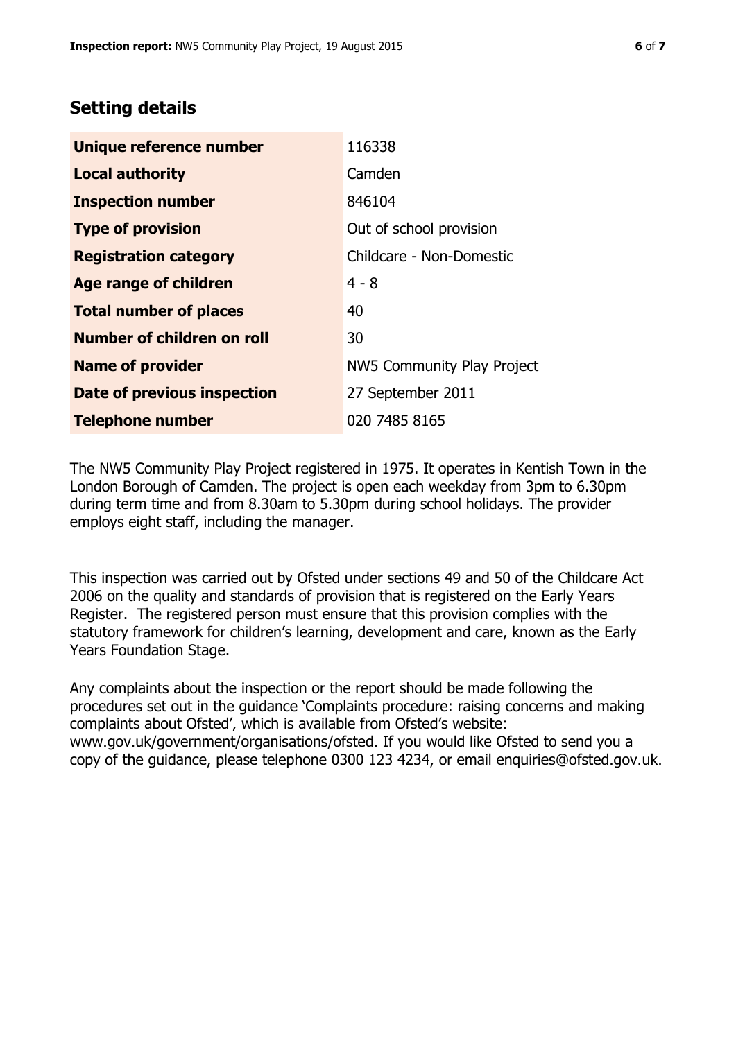## Setting details

| | |
|---|---|
| **Unique reference number** | 116338 |
| **Local authority** | Camden |
| **Inspection number** | 846104 |
| **Type of provision** | Out of school provision |
| **Registration category** | Childcare - Non-Domestic |
| **Age range of children** | 4 - 8 |
| **Total number of places** | 40 |
| **Number of children on roll** | 30 |
| **Name of provider** | NW5 Community Play Project |
| **Date of previous inspection** | 27 September 2011 |
| **Telephone number** | 020 7485 8165 |

The NW5 Community Play Project registered in 1975. It operates in Kentish Town in the London Borough of Camden. The project is open each weekday from 3pm to 6.30pm during term time and from 8.30am to 5.30pm during school holidays. The provider employs eight staff, including the manager.

This inspection was carried out by Ofsted under sections 49 and 50 of the Childcare Act 2006 on the quality and standards of provision that is registered on the Early Years Register. The registered person must ensure that this provision complies with the statutory framework for children's learning, development and care, known as the Early Years Foundation Stage.

Any complaints about the inspection or the report should be made following the procedures set out in the guidance 'Complaints procedure: raising concerns and making complaints about Ofsted', which is available from Ofsted's website: www.gov.uk/government/organisations/ofsted. If you would like Ofsted to send you a copy of the guidance, please telephone 0300 123 4234, or email enquiries@ofsted.gov.uk.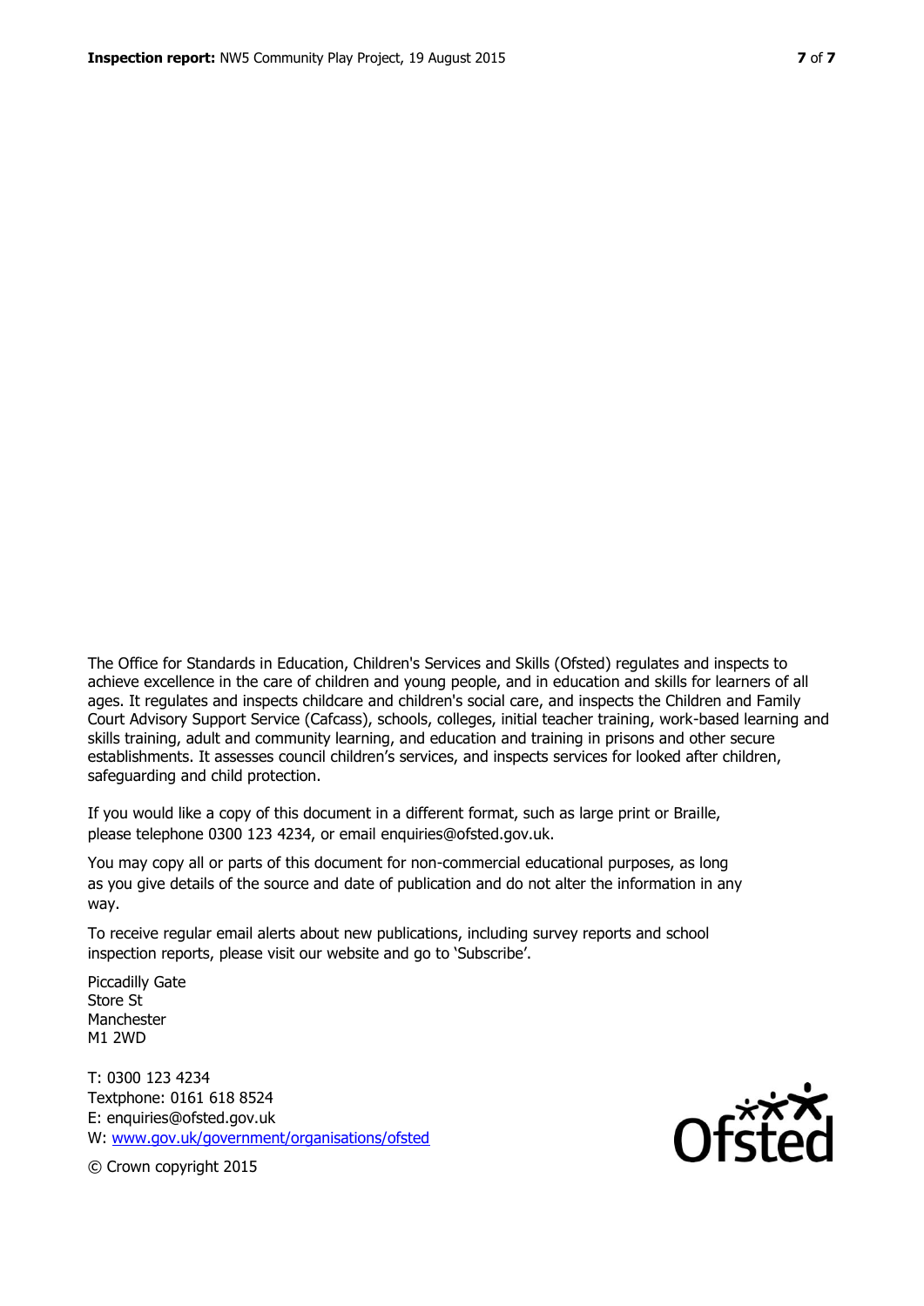The Office for Standards in Education, Children's Services and Skills (Ofsted) regulates and inspects to achieve excellence in the care of children and young people, and in education and skills for learners of all ages. It regulates and inspects childcare and children's social care, and inspects the Children and Family Court Advisory Support Service (Cafcass), schools, colleges, initial teacher training, work-based learning and skills training, adult and community learning, and education and training in prisons and other secure establishments. It assesses council children's services, and inspects services for looked after children, safeguarding and child protection.

If you would like a copy of this document in a different format, such as large print or Braille, please telephone 0300 123 4234, or email enquiries@ofsted.gov.uk.

You may copy all or parts of this document for non-commercial educational purposes, as long as you give details of the source and date of publication and do not alter the information in any way.

To receive regular email alerts about new publications, including survey reports and school inspection reports, please visit our website and go to 'Subscribe'.

Piccadilly Gate
Store St
Manchester
M1 2WD

T: 0300 123 4234
Textphone: 0161 618 8524
E: enquiries@ofsted.gov.uk
W: www.gov.uk/government/organisations/ofsted

© Crown copyright 2015